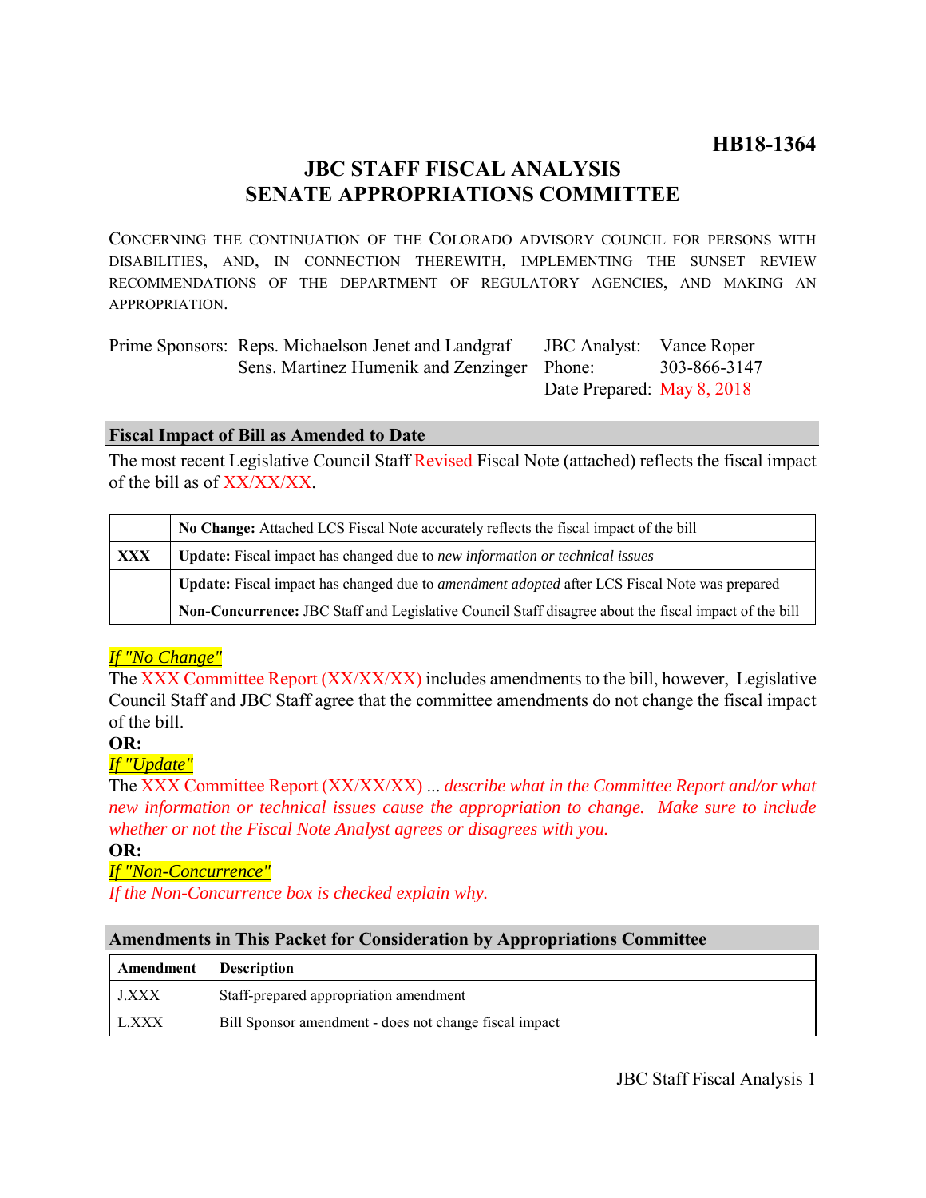**HB18-1364**

# JBC STAFF FISCAL ANALYSIS
# SENATE APPROPRIATIONS COMMITTEE

CONCERNING THE CONTINUATION OF THE COLORADO ADVISORY COUNCIL FOR PERSONS WITH DISABILITIES, AND, IN CONNECTION THEREWITH, IMPLEMENTING THE SUNSET REVIEW RECOMMENDATIONS OF THE DEPARTMENT OF REGULATORY AGENCIES, AND MAKING AN APPROPRIATION.

| | | | |
|---|---|---|---|
| Prime Sponsors: | Reps. Michaelson Jenet and Landgraf | JBC Analyst: | Vance Roper |
| | Sens. Martinez Humenik and Zenzinger | Phone: | 303-866-3147 |
| | | Date Prepared: | May 8, 2018 |

## Fiscal Impact of Bill as Amended to Date

The most recent Legislative Council Staff Revised Fiscal Note (attached) reflects the fiscal impact of the bill as of XX/XX/XX.

| | |
|---|---|
| | **No Change:** Attached LCS Fiscal Note accurately reflects the fiscal impact of the bill |
| **XXX** | **Update:** Fiscal impact has changed due to *new information or technical issues* |
| | **Update:** Fiscal impact has changed due to *amendment adopted* after LCS Fiscal Note was prepared |
| | **Non-Concurrence:** JBC Staff and Legislative Council Staff disagree about the fiscal impact of the bill |

*If "No Change"*

The XXX Committee Report (XX/XX/XX) includes amendments to the bill, however, Legislative Council Staff and JBC Staff agree that the committee amendments do not change the fiscal impact of the bill.

**OR:**

*If "Update"*

The XXX Committee Report (XX/XX/XX) ... *describe what in the Committee Report and/or what new information or technical issues cause the appropriation to change. Make sure to include whether or not the Fiscal Note Analyst agrees or disagrees with you.*

**OR:**

*If "Non-Concurrence"*

*If the Non-Concurrence box is checked explain why.*

## Amendments in This Packet for Consideration by Appropriations Committee

| Amendment | Description |
|---|---|
| J.XXX | Staff-prepared appropriation amendment |
| L.XXX | Bill Sponsor amendment - does not change fiscal impact |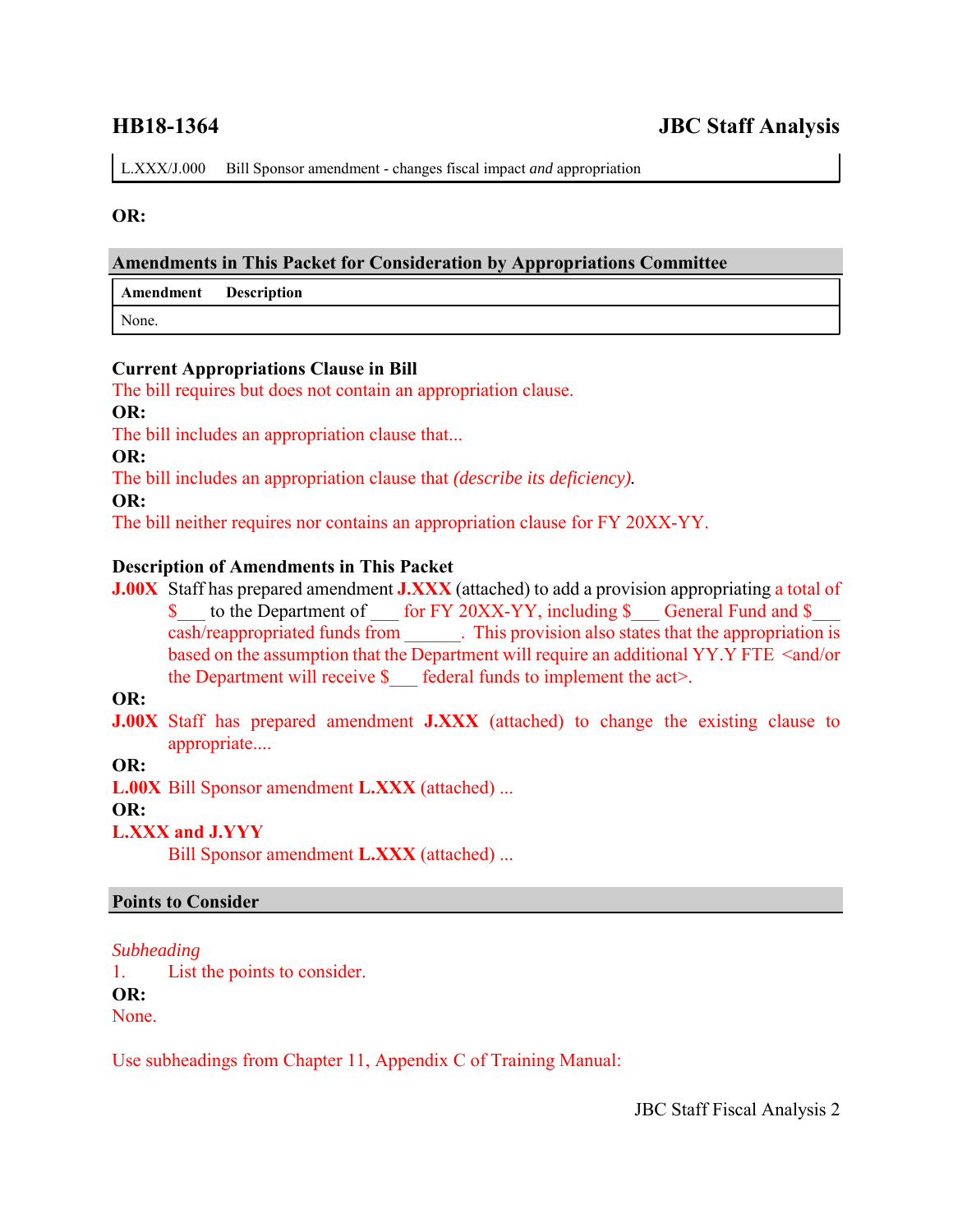| L.XXX/J.000 | Bill Sponsor amendment - changes fiscal impact *and* appropriation |
|---|---|

**OR:**

## Amendments in This Packet for Consideration by Appropriations Committee

| Amendment | Description |
|---|---|
| None. | |

**Current Appropriations Clause in Bill**

The bill requires but does not contain an appropriation clause.

**OR:**

The bill includes an appropriation clause that...

**OR:**

The bill includes an appropriation clause that *(describe its deficiency).*

**OR:**

The bill neither requires nor contains an appropriation clause for FY 20XX-YY.

**Description of Amendments in This Packet**

**J.00X** Staff has prepared amendment **J.XXX** (attached) to add a provision appropriating a total of $___ to the Department of ___ for FY 20XX-YY, including $___ General Fund and $___ cash/reappropriated funds from ______. This provision also states that the appropriation is based on the assumption that the Department will require an additional YY.Y FTE <and/or the Department will receive $___ federal funds to implement the act>.

**OR:**

**J.00X** Staff has prepared amendment **J.XXX** (attached) to change the existing clause to appropriate....

**OR:**

**L.00X** Bill Sponsor amendment **L.XXX** (attached) ...

**OR:**

**L.XXX and J.YYY**

Bill Sponsor amendment **L.XXX** (attached) ...

## Points to Consider

*Subheading*

1. List the points to consider.

**OR:**

None.

Use subheadings from Chapter 11, Appendix C of Training Manual: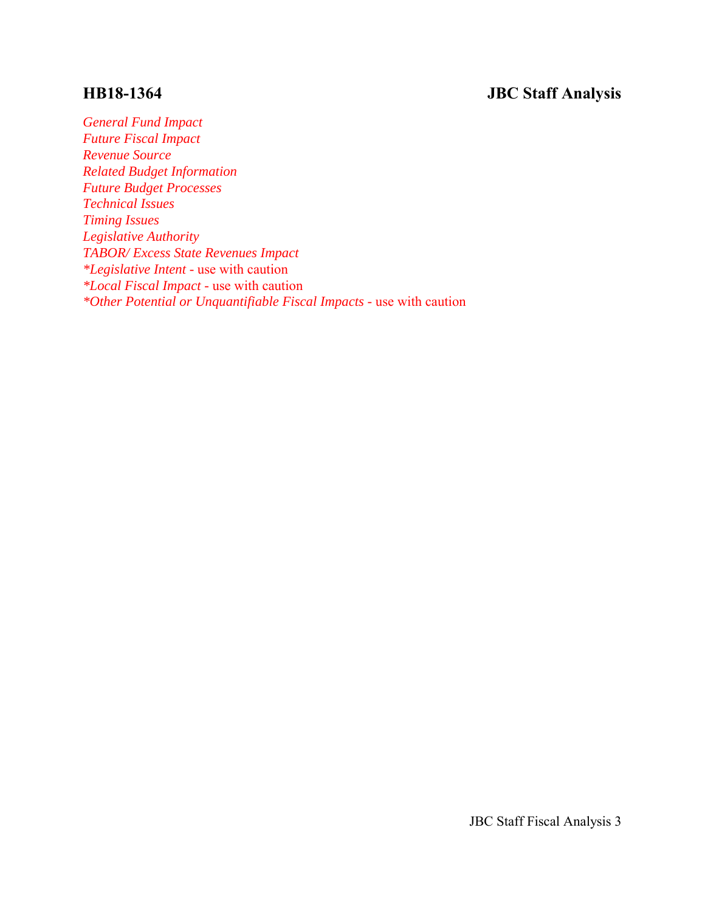**HB18-1364** **JBC Staff Analysis**

*General Fund Impact*
*Future Fiscal Impact*
*Revenue Source*
*Related Budget Information*
*Future Budget Processes*
*Technical Issues*
*Timing Issues*
*Legislative Authority*
*TABOR/ Excess State Revenues Impact*
*\*Legislative Intent* - use with caution
*\*Local Fiscal Impact* - use with caution
*\*Other Potential or Unquantifiable Fiscal Impacts* - use with caution